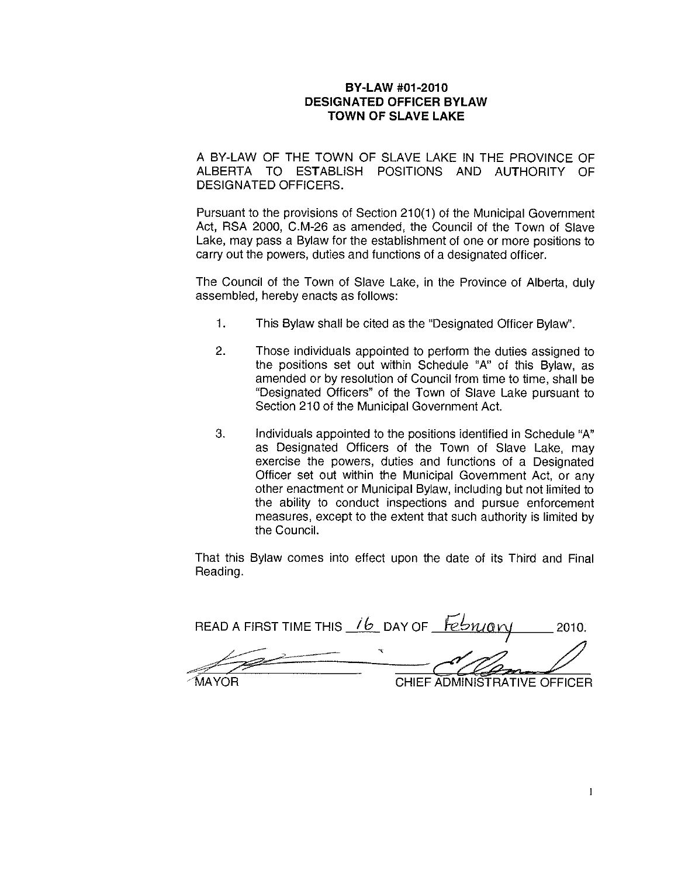# BY-LAW #01-2010
# DESIGNATED OFFICER BYLAW
# TOWN OF SLAVE LAKE

A BY-LAW OF THE TOWN OF SLAVE LAKE IN THE PROVINCE OF ALBERTA TO ESTABLISH POSITIONS AND AUTHORITY OF DESIGNATED OFFICERS.

Pursuant to the provisions of Section 210(1) of the Municipal Government Act, RSA 2000, C.M-26 as amended, the Council of the Town of Slave Lake, may pass a Bylaw for the establishment of one or more positions to carry out the powers, duties and functions of a designated officer.

The Council of the Town of Slave Lake, in the Province of Alberta, duly assembled, hereby enacts as follows:

1. This Bylaw shall be cited as the "Designated Officer Bylaw".

2. Those individuals appointed to perform the duties assigned to the positions set out within Schedule "A" of this Bylaw, as amended or by resolution of Council from time to time, shall be "Designated Officers" of the Town of Slave Lake pursuant to Section 210 of the Municipal Government Act.

3. Individuals appointed to the positions identified in Schedule "A" as Designated Officers of the Town of Slave Lake, may exercise the powers, duties and functions of a Designated Officer set out within the Municipal Government Act, or any other enactment or Municipal Bylaw, including but not limited to the ability to conduct inspections and pursue enforcement measures, except to the extent that such authority is limited by the Council.

That this Bylaw comes into effect upon the date of its Third and Final Reading.

READ A FIRST TIME THIS 16 DAY OF February 2010.

MAYOR CHIEF ADMINISTRATIVE OFFICER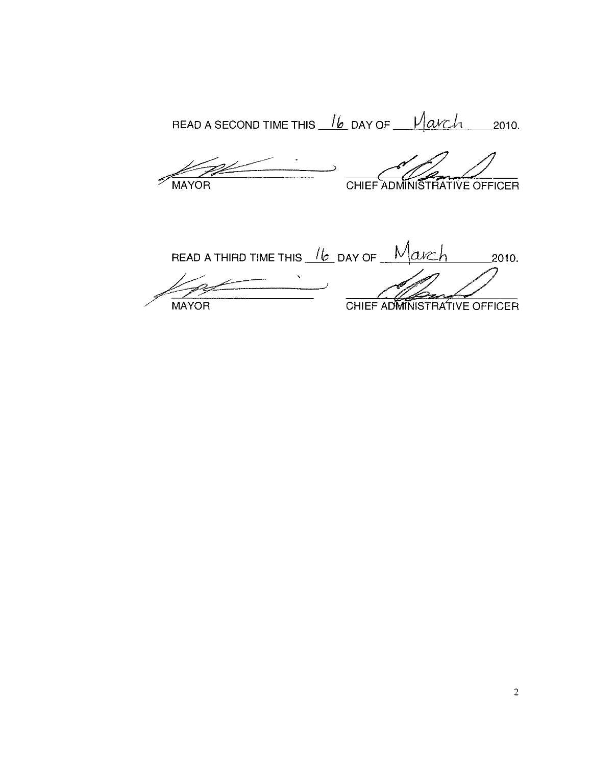READ A SECOND TIME THIS 16 DAY OF March 2010.

MAYOR | CHIEF ADMINISTRATIVE OFFICER

READ A THIRD TIME THIS 16 DAY OF March 2010.

MAYOR | CHIEF ADMINISTRATIVE OFFICER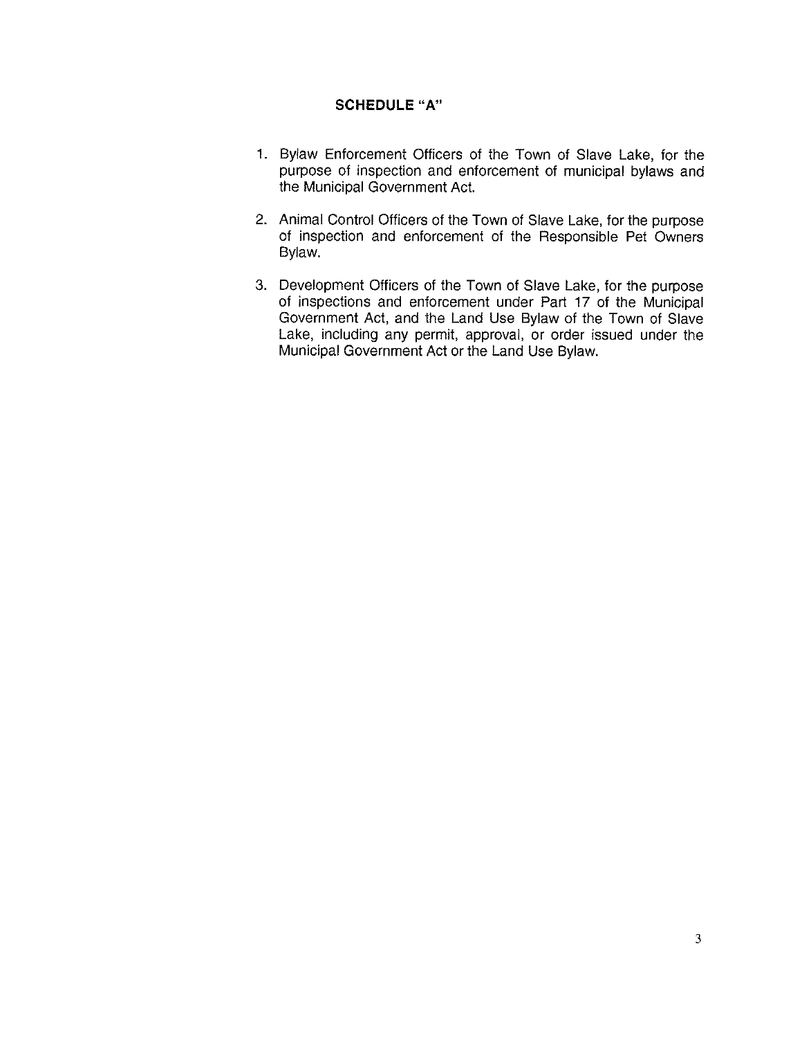## SCHEDULE "A"

1. Bylaw Enforcement Officers of the Town of Slave Lake, for the purpose of inspection and enforcement of municipal bylaws and the Municipal Government Act.

2. Animal Control Officers of the Town of Slave Lake, for the purpose of inspection and enforcement of the Responsible Pet Owners Bylaw.

3. Development Officers of the Town of Slave Lake, for the purpose of inspections and enforcement under Part 17 of the Municipal Government Act, and the Land Use Bylaw of the Town of Slave Lake, including any permit, approval, or order issued under the Municipal Government Act or the Land Use Bylaw.